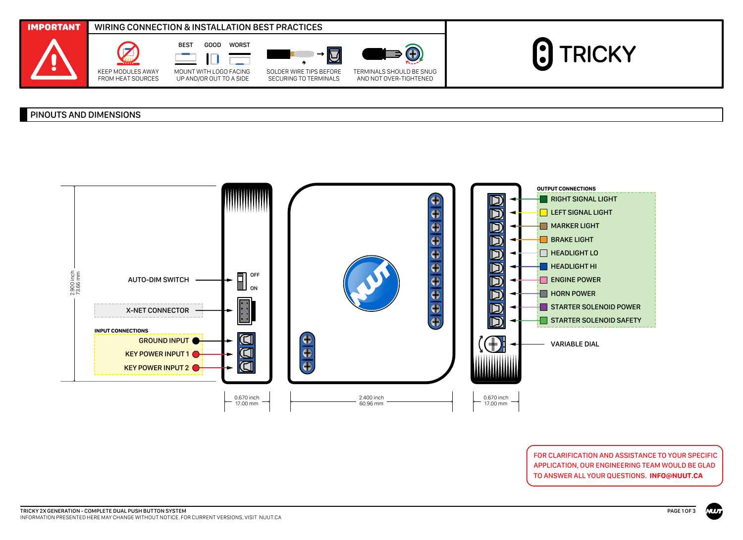## IMPORTANT

### WIRING CONNECTION & INSTALLATION BEST PRACTICES

- KEEP MODULES AWAY FROM HEAT SOURCES
- MOUNT WITH LOGO FACING UP AND/OR OUT TO A SIDE (BEST / GOOD / WORST)
- SOLDER WIRE TIPS BEFORE SECURING TO TERMINALS
- TERMINALS SHOULD BE SNUG AND NOT OVER-TIGHTENED

TRICKY

## PINOUTS AND DIMENSIONS

2.900 inch
73.66 mm

AUTO-DIM SWITCH — OFF / ON

X-NET CONNECTOR

**INPUT CONNECTIONS**

- GROUND INPUT
- KEY POWER INPUT 1
- KEY POWER INPUT 2

**OUTPUT CONNECTIONS**

- RIGHT SIGNAL LIGHT
- LEFT SIGNAL LIGHT
- MARKER LIGHT
- BRAKE LIGHT
- HEADLIGHT LO
- HEADLIGHT HI
- ENGINE POWER
- HORN POWER
- STARTER SOLENOID POWER
- STARTER SOLENOID SAFETY

VARIABLE DIAL

0.670 inch
17.00 mm

2.400 inch
60.96 mm

0.670 inch
17.00 mm

FOR CLARIFICATION AND ASSISTANCE TO YOUR SPECIFIC APPLICATION, OUR ENGINEERING TEAM WOULD BE GLAD TO ANSWER ALL YOUR QUESTIONS. **INFO@NUUT.CA**

TRICKY 2X GENERATION - COMPLETE DUAL PUSH BUTTON SYSTEM
INFORMATION PRESENTED HERE MAY CHANGE WITHOUT NOTICE. FOR CURRENT VERSIONS, VISIT NUUT.CA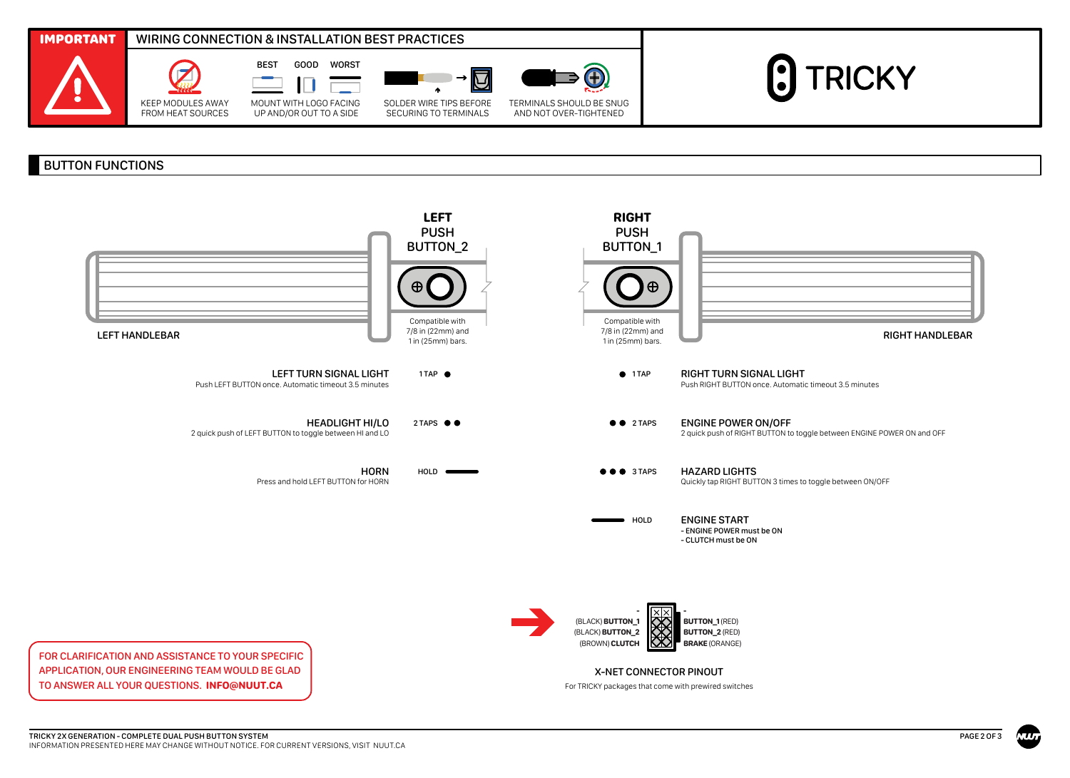## IMPORTANT — WIRING CONNECTION & INSTALLATION BEST PRACTICES

- KEEP MODULES AWAY FROM HEAT SOURCES
- MOUNT WITH LOGO FACING UP AND/OR OUT TO A SIDE (BEST / GOOD / WORST)
- SOLDER WIRE TIPS BEFORE SECURING TO TERMINALS
- TERMINALS SHOULD BE SNUG AND NOT OVER-TIGHTENED

TRICKY

## BUTTON FUNCTIONS

**LEFT** PUSH BUTTON_2 — LEFT HANDLEBAR

Compatible with 7/8 in (22mm) and 1 in (25mm) bars.

**RIGHT** PUSH BUTTON_1 — RIGHT HANDLEBAR

Compatible with 7/8 in (22mm) and 1 in (25mm) bars.

### Left Button

| Action | Function |
| --- | --- |
| 1 TAP | **LEFT TURN SIGNAL LIGHT** — Push LEFT BUTTON once. Automatic timeout 3.5 minutes |
| 2 TAPS | **HEADLIGHT HI/LO** — 2 quick push of LEFT BUTTON to toggle between HI and LO |
| HOLD | **HORN** — Press and hold LEFT BUTTON for HORN |

### Right Button

| Action | Function |
| --- | --- |
| 1 TAP | **RIGHT TURN SIGNAL LIGHT** — Push RIGHT BUTTON once. Automatic timeout 3.5 minutes |
| 2 TAPS | **ENGINE POWER ON/OFF** — 2 quick push of RIGHT BUTTON to toggle between ENGINE POWER ON and OFF |
| 3 TAPS | **HAZARD LIGHTS** — Quickly tap RIGHT BUTTON 3 times to toggle between ON/OFF |
| HOLD | **ENGINE START** — ENGINE POWER must be ON; CLUTCH must be ON |

### X-NET CONNECTOR PINOUT

For TRICKY packages that come with prewired switches

| Left side | Right side |
| --- | --- |
| - | - |
| (BLACK) **BUTTON_1** | **BUTTON_1** (RED) |
| (BLACK) **BUTTON_2** | **BUTTON_2** (RED) |
| (BROWN) **CLUTCH** | **BRAKE** (ORANGE) |

FOR CLARIFICATION AND ASSISTANCE TO YOUR SPECIFIC APPLICATION, OUR ENGINEERING TEAM WOULD BE GLAD TO ANSWER ALL YOUR QUESTIONS. **INFO@NUUT.CA**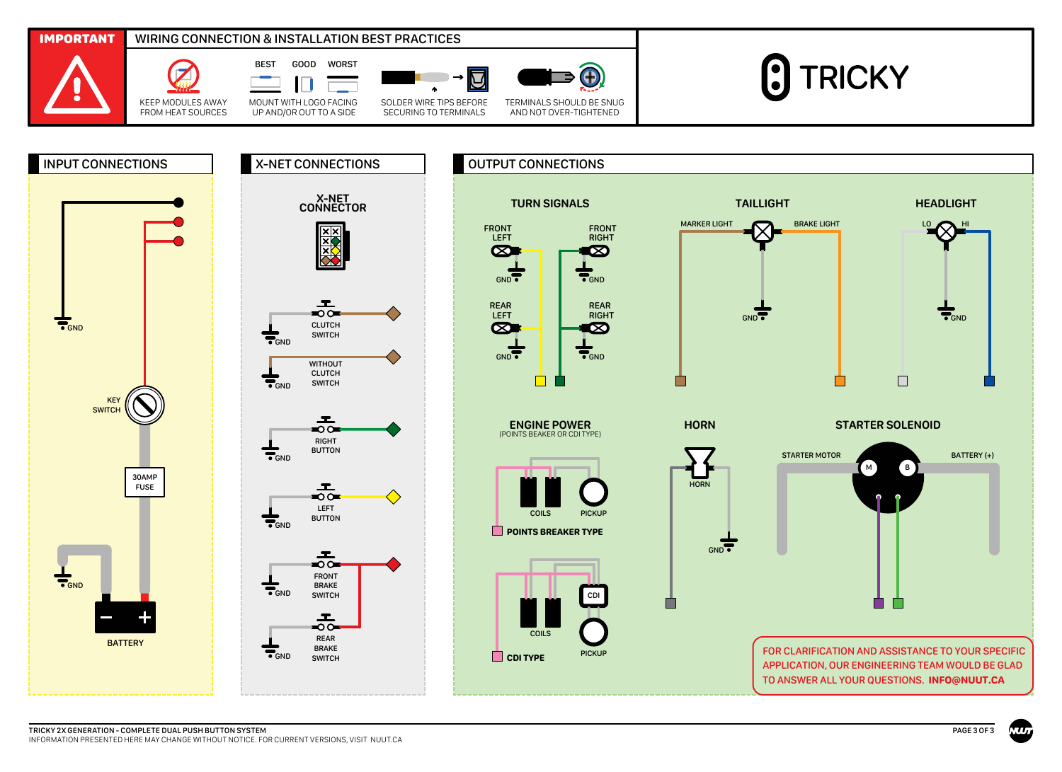# IMPORTANT

## WIRING CONNECTION & INSTALLATION BEST PRACTICES

- KEEP MODULES AWAY FROM HEAT SOURCES
- BEST / GOOD / WORST — MOUNT WITH LOGO FACING UP AND/OR OUT TO A SIDE
- SOLDER WIRE TIPS BEFORE SECURING TO TERMINALS
- TERMINALS SHOULD BE SNUG AND NOT OVER-TIGHTENED

TRICKY

## INPUT CONNECTIONS

GND

KEY SWITCH

30AMP FUSE

GND

BATTERY

## X-NET CONNECTIONS

X-NET CONNECTOR

GND
CLUTCH SWITCH

GND
WITHOUT CLUTCH SWITCH

GND
RIGHT BUTTON

GND
LEFT BUTTON

GND
FRONT BRAKE SWITCH

GND
REAR BRAKE SWITCH

## OUTPUT CONNECTIONS

### TURN SIGNALS

FRONT LEFT
GND

FRONT RIGHT
GND

REAR LEFT
GND

REAR RIGHT
GND

### TAILLIGHT

MARKER LIGHT
BRAKE LIGHT
GND

### HEADLIGHT

LO
HI
GND

### ENGINE POWER

(POINTS BEAKER OR CDI TYPE)

COILS
PICKUP
**POINTS BREAKER TYPE**

CDI
COILS
PICKUP
**CDI TYPE**

### HORN

HORN
GND

### STARTER SOLENOID

STARTER MOTOR
M
B
BATTERY (+)

FOR CLARIFICATION AND ASSISTANCE TO YOUR SPECIFIC APPLICATION, OUR ENGINEERING TEAM WOULD BE GLAD TO ANSWER ALL YOUR QUESTIONS. **INFO@NUUT.CA**

TRICKY 2X GENERATION - COMPLETE DUAL PUSH BUTTON SYSTEM
INFORMATION PRESENTED HERE MAY CHANGE WITHOUT NOTICE. FOR CURRENT VERSIONS, VISIT NUUT.CA